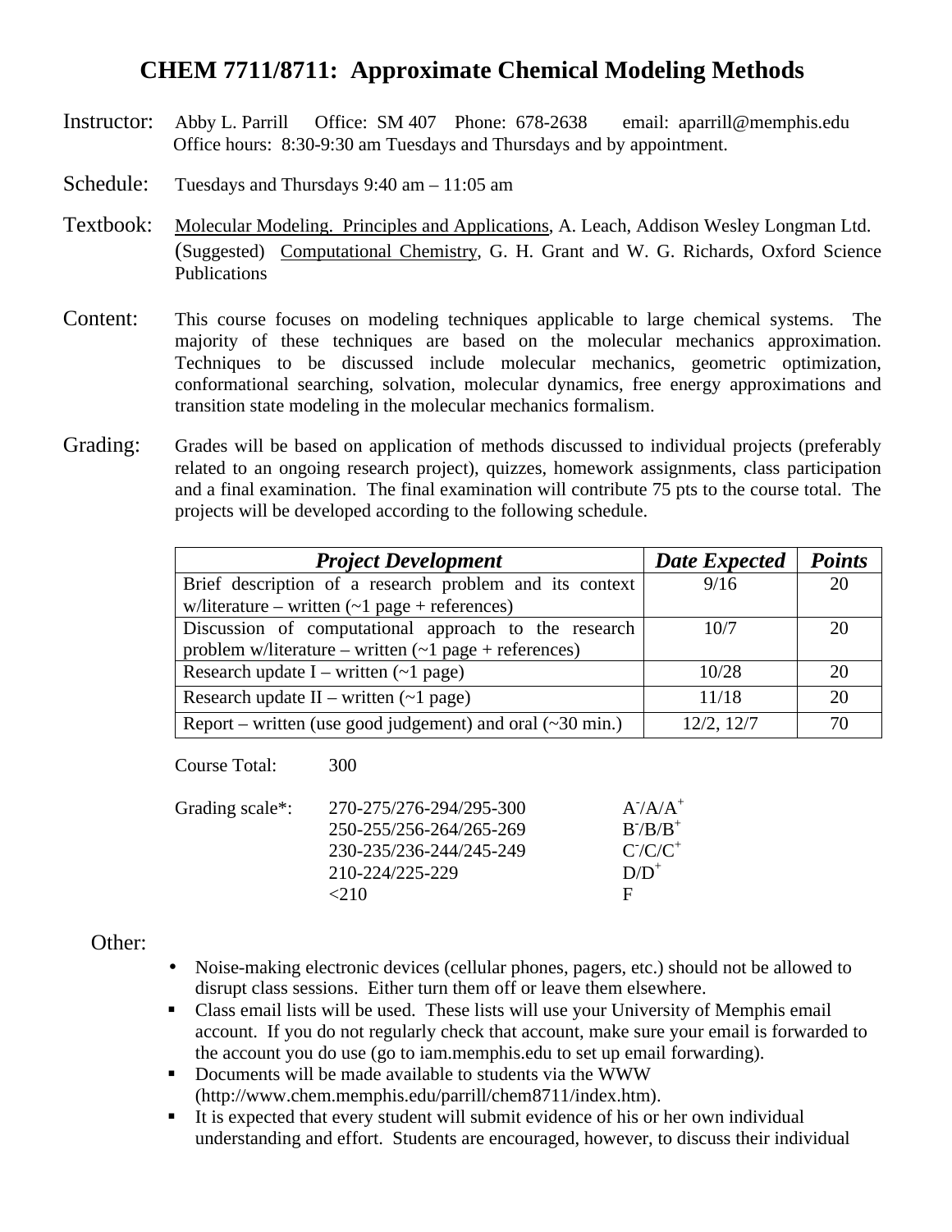# CHEM 7711/8711: Approximate Chemical Modeling Methods

**Instructor:** Abby L. Parrill Office: SM 407 Phone: 678-2638 email: aparrill@memphis.edu
Office hours: 8:30-9:30 am Tuesdays and Thursdays and by appointment.

**Schedule:** Tuesdays and Thursdays 9:40 am – 11:05 am

**Textbook:** Molecular Modeling. Principles and Applications, A. Leach, Addison Wesley Longman Ltd.
(Suggested) Computational Chemistry, G. H. Grant and W. G. Richards, Oxford Science Publications

**Content:** This course focuses on modeling techniques applicable to large chemical systems. The majority of these techniques are based on the molecular mechanics approximation. Techniques to be discussed include molecular mechanics, geometric optimization, conformational searching, solvation, molecular dynamics, free energy approximations and transition state modeling in the molecular mechanics formalism.

**Grading:** Grades will be based on application of methods discussed to individual projects (preferably related to an ongoing research project), quizzes, homework assignments, class participation and a final examination. The final examination will contribute 75 pts to the course total. The projects will be developed according to the following schedule.

| *Project Development* | *Date Expected* | *Points* |
|---|---|---|
| Brief description of a research problem and its context w/literature – written (~1 page + references) | 9/16 | 20 |
| Discussion of computational approach to the research problem w/literature – written (~1 page + references) | 10/7 | 20 |
| Research update I – written (~1 page) | 10/28 | 20 |
| Research update II – written (~1 page) | 11/18 | 20 |
| Report – written (use good judgement) and oral (~30 min.) | 12/2, 12/7 | 70 |

Course Total: 300

Grading scale*:

| | |
|---|---|
| 270-275/276-294/295-300 | A-/A/A+ |
| 250-255/256-264/265-269 | B-/B/B+ |
| 230-235/236-244/245-249 | C-/C/C+ |
| 210-224/225-229 | D/D+ |
| <210 | F |

**Other:**

- Noise-making electronic devices (cellular phones, pagers, etc.) should not be allowed to disrupt class sessions. Either turn them off or leave them elsewhere.
- Class email lists will be used. These lists will use your University of Memphis email account. If you do not regularly check that account, make sure your email is forwarded to the account you do use (go to iam.memphis.edu to set up email forwarding).
- Documents will be made available to students via the WWW (http://www.chem.memphis.edu/parrill/chem8711/index.htm).
- It is expected that every student will submit evidence of his or her own individual understanding and effort. Students are encouraged, however, to discuss their individual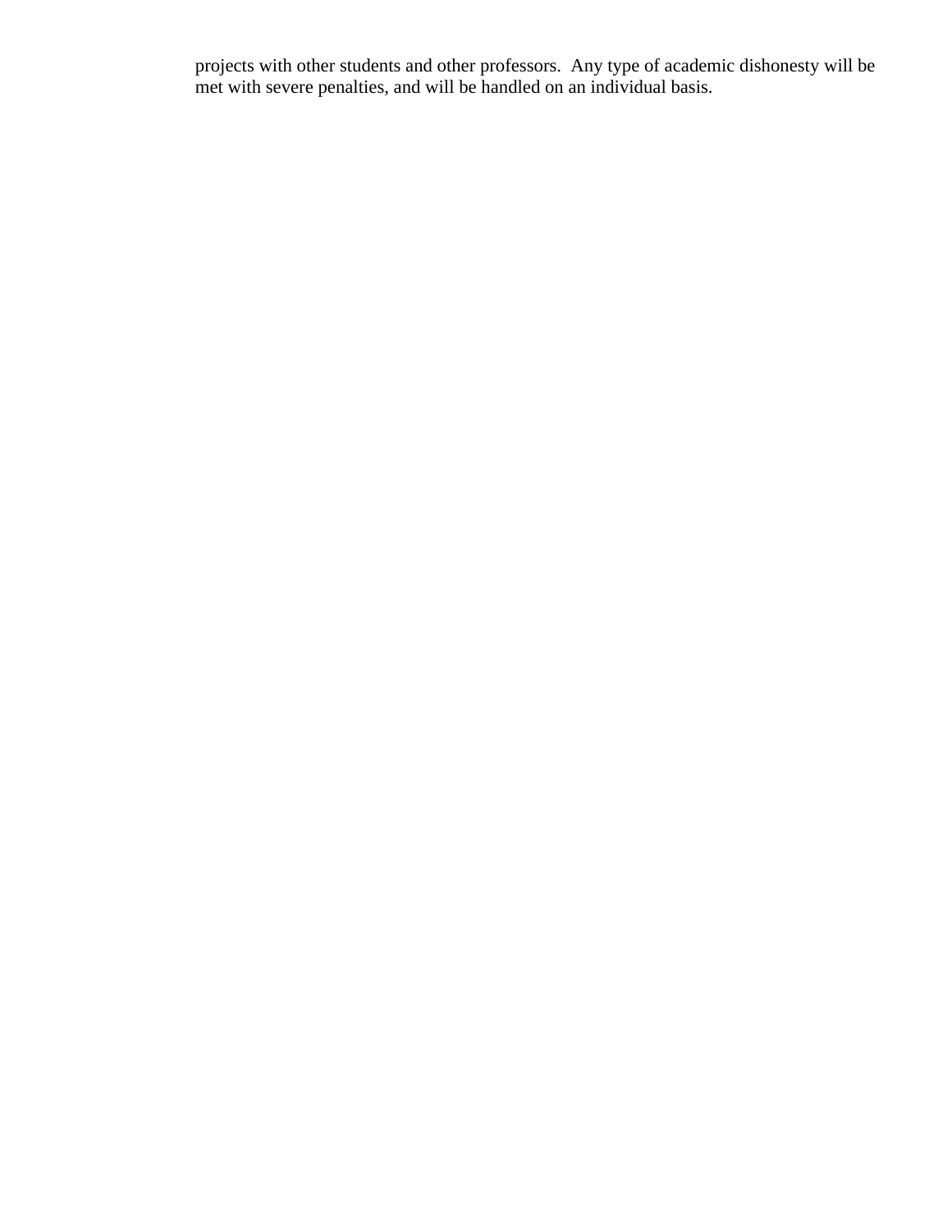projects with other students and other professors. Any type of academic dishonesty will be met with severe penalties, and will be handled on an individual basis.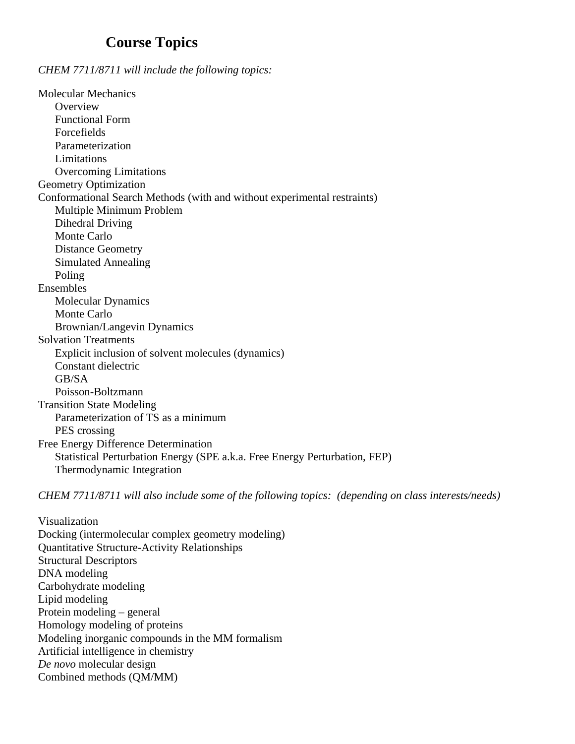# Course Topics

*CHEM 7711/8711 will include the following topics:*

Molecular Mechanics
- Overview
- Functional Form
- Forcefields
- Parameterization
- Limitations
- Overcoming Limitations

Geometry Optimization

Conformational Search Methods (with and without experimental restraints)
- Multiple Minimum Problem
- Dihedral Driving
- Monte Carlo
- Distance Geometry
- Simulated Annealing
- Poling

Ensembles
- Molecular Dynamics
- Monte Carlo
- Brownian/Langevin Dynamics

Solvation Treatments
- Explicit inclusion of solvent molecules (dynamics)
- Constant dielectric
- GB/SA
- Poisson-Boltzmann

Transition State Modeling
- Parameterization of TS as a minimum
- PES crossing

Free Energy Difference Determination
- Statistical Perturbation Energy (SPE a.k.a. Free Energy Perturbation, FEP)
- Thermodynamic Integration

*CHEM 7711/8711 will also include some of the following topics: (depending on class interests/needs)*

Visualization
Docking (intermolecular complex geometry modeling)
Quantitative Structure-Activity Relationships
Structural Descriptors
DNA modeling
Carbohydrate modeling
Lipid modeling
Protein modeling – general
Homology modeling of proteins
Modeling inorganic compounds in the MM formalism
Artificial intelligence in chemistry
*De novo* molecular design
Combined methods (QM/MM)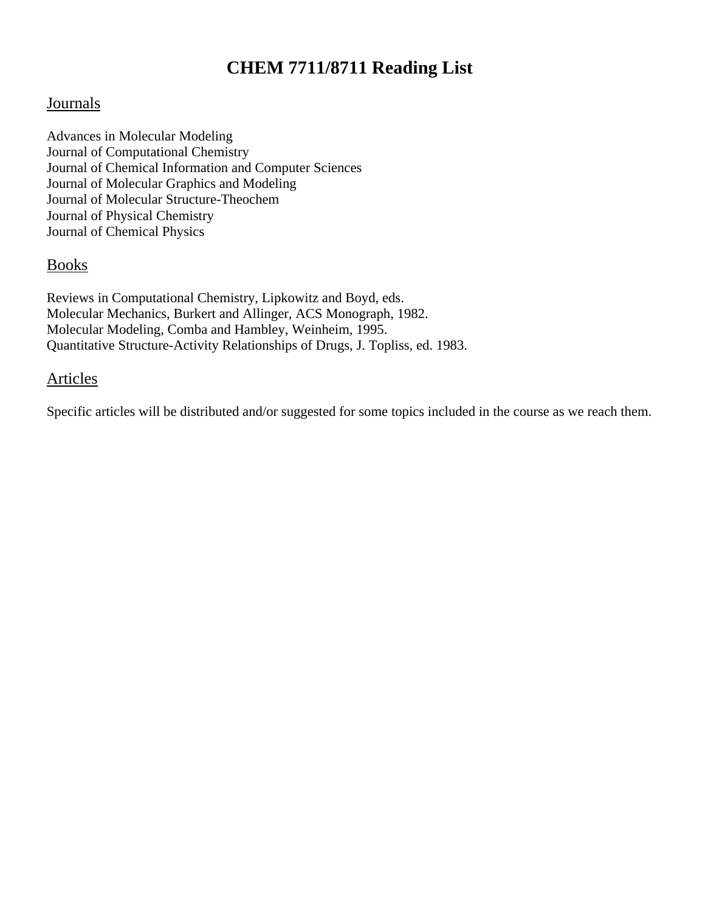# CHEM 7711/8711 Reading List

## Journals

Advances in Molecular Modeling
Journal of Computational Chemistry
Journal of Chemical Information and Computer Sciences
Journal of Molecular Graphics and Modeling
Journal of Molecular Structure-Theochem
Journal of Physical Chemistry
Journal of Chemical Physics

## Books

Reviews in Computational Chemistry, Lipkowitz and Boyd, eds.
Molecular Mechanics, Burkert and Allinger, ACS Monograph, 1982.
Molecular Modeling, Comba and Hambley, Weinheim, 1995.
Quantitative Structure-Activity Relationships of Drugs, J. Topliss, ed. 1983.

## Articles

Specific articles will be distributed and/or suggested for some topics included in the course as we reach them.